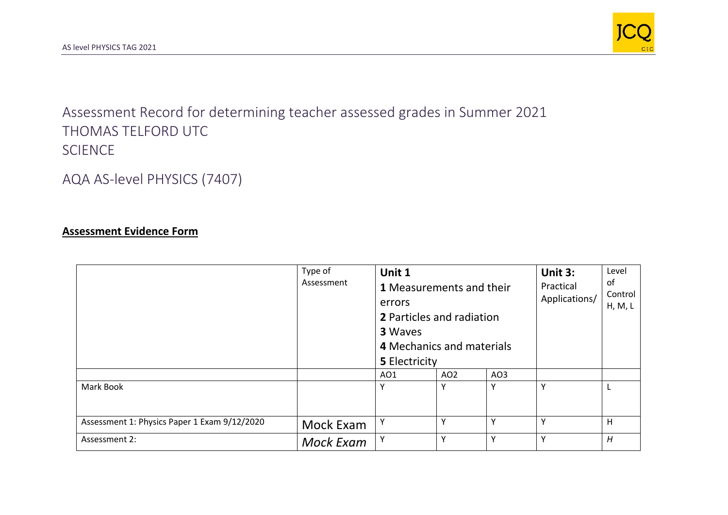Assessment Record for determining teacher assessed grades in Summer 2021
THOMAS TELFORD UTC
SCIENCE

AQA AS-level PHYSICS (7407)

**Assessment Evidence Form**

| | Type of Assessment | **Unit 1**<br>**1** Measurements and their errors<br>**2** Particles and radiation<br>**3** Waves<br>**4** Mechanics and materials<br>**5** Electricity | | | **Unit 3:** Practical Applications/ | Level of Control H, M, L |
|---|---|---|---|---|---|---|
| | | AO1 | AO2 | AO3 | | |
| Mark Book | | Y | Y | Y | Y | L |
| Assessment 1: Physics Paper 1 Exam 9/12/2020 | Mock Exam | Y | Y | Y | Y | H |
| Assessment 2: | *Mock Exam* | Y | Y | Y | Y | *H* |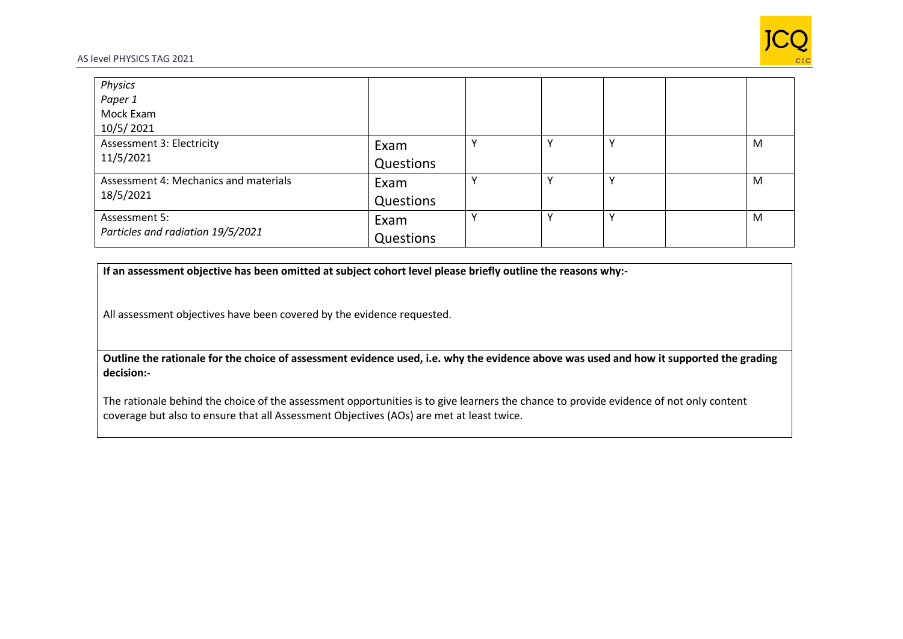| | | | | | | |
|---|---|---|---|---|---|---|
| *Physics*<br>*Paper 1*<br>Mock Exam<br>10/5/ 2021 | | | | | | |
| Assessment 3: Electricity<br>11/5/2021 | Exam Questions | Y | Y | Y | | M |
| Assessment 4: Mechanics and materials<br>18/5/2021 | Exam Questions | Y | Y | Y | | M |
| Assessment 5:<br>*Particles and radiation 19/5/2021* | Exam Questions | Y | Y | Y | | M |

**If an assessment objective has been omitted at subject cohort level please briefly outline the reasons why:-**

All assessment objectives have been covered by the evidence requested.

**Outline the rationale for the choice of assessment evidence used, i.e. why the evidence above was used and how it supported the grading decision:-**

The rationale behind the choice of the assessment opportunities is to give learners the chance to provide evidence of not only content coverage but also to ensure that all Assessment Objectives (AOs) are met at least twice.